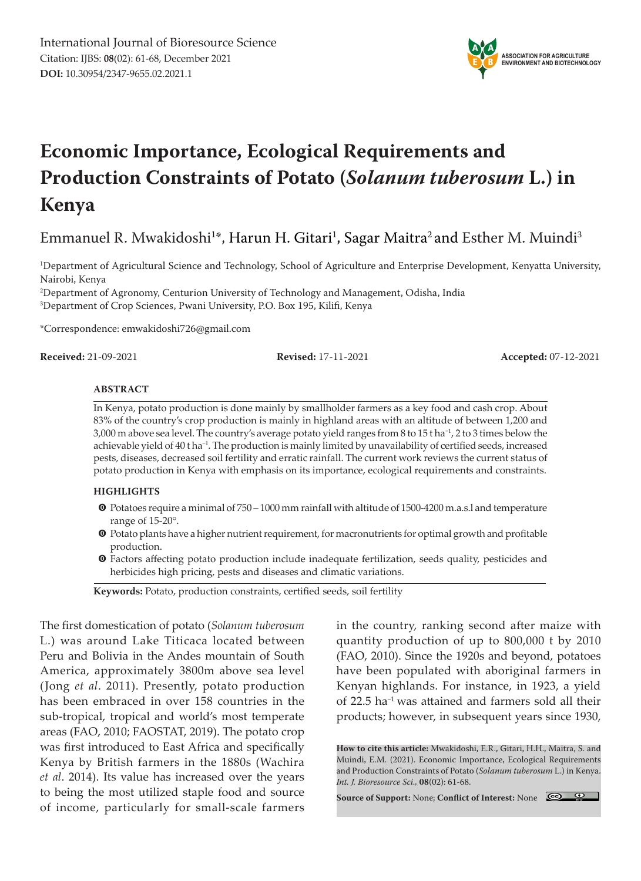International Journal of Bioresource Science
Citation: IJBS: **08**(02): 61-68, December 2021
**DOI:** 10.30954/2347-9655.02.2021.1

ASSOCIATION FOR AGRICULTURE ENVIRONMENT AND BIOTECHNOLOGY

# Economic Importance, Ecological Requirements and Production Constraints of Potato (*Solanum tuberosum* L.) in Kenya

Emmanuel R. Mwakidoshi[1*], Harun H. Gitari[1], Sagar Maitra[2] and Esther M. Muindi[3]

[1]Department of Agricultural Science and Technology, School of Agriculture and Enterprise Development, Kenyatta University, Nairobi, Kenya
[2]Department of Agronomy, Centurion University of Technology and Management, Odisha, India
[3]Department of Crop Sciences, Pwani University, P.O. Box 195, Kilifi, Kenya

*Correspondence: emwakidoshi726@gmail.com

**Received:** 21-09-2021 **Revised:** 17-11-2021 **Accepted:** 07-12-2021

## ABSTRACT

In Kenya, potato production is done mainly by smallholder farmers as a key food and cash crop. About 83% of the country's crop production is mainly in highland areas with an altitude of between 1,200 and 3,000 m above sea level. The country's average potato yield ranges from 8 to 15 t $ha^{-1}$, 2 to 3 times below the achievable yield of 40 t $ha^{-1}$. The production is mainly limited by unavailability of certified seeds, increased pests, diseases, decreased soil fertility and erratic rainfall. The current work reviews the current status of potato production in Kenya with emphasis on its importance, ecological requirements and constraints.

## HIGHLIGHTS

- Potatoes require a minimal of 750 – 1000 mm rainfall with altitude of 1500-4200 m.a.s.l and temperature range of 15-20°.
- Potato plants have a higher nutrient requirement, for macronutrients for optimal growth and profitable production.
- Factors affecting potato production include inadequate fertilization, seeds quality, pesticides and herbicides high pricing, pests and diseases and climatic variations.

**Keywords:** Potato, production constraints, certified seeds, soil fertility

The first domestication of potato (*Solanum tuberosum* L.) was around Lake Titicaca located between Peru and Bolivia in the Andes mountain of South America, approximately 3800m above sea level (Jong *et al*. 2011). Presently, potato production has been embraced in over 158 countries in the sub-tropical, tropical and world's most temperate areas (FAO, 2010; FAOSTAT, 2019). The potato crop was first introduced to East Africa and specifically Kenya by British farmers in the 1880s (Wachira *et al*. 2014). Its value has increased over the years to being the most utilized staple food and source of income, particularly for small-scale farmers in the country, ranking second after maize with quantity production of up to 800,000 t by 2010 (FAO, 2010). Since the 1920s and beyond, potatoes have been populated with aboriginal farmers in Kenyan highlands. For instance, in 1923, a yield of 22.5 $ha^{-1}$ was attained and farmers sold all their products; however, in subsequent years since 1930,

**How to cite this article:** Mwakidoshi, E.R., Gitari, H.H., Maitra, S. and Muindi, E.M. (2021). Economic Importance, Ecological Requirements and Production Constraints of Potato (*Solanum tuberosum* L.) in Kenya. *Int. J. Bioresource Sci.*, **08**(02): 61-68.

**Source of Support:** None; **Conflict of Interest:** None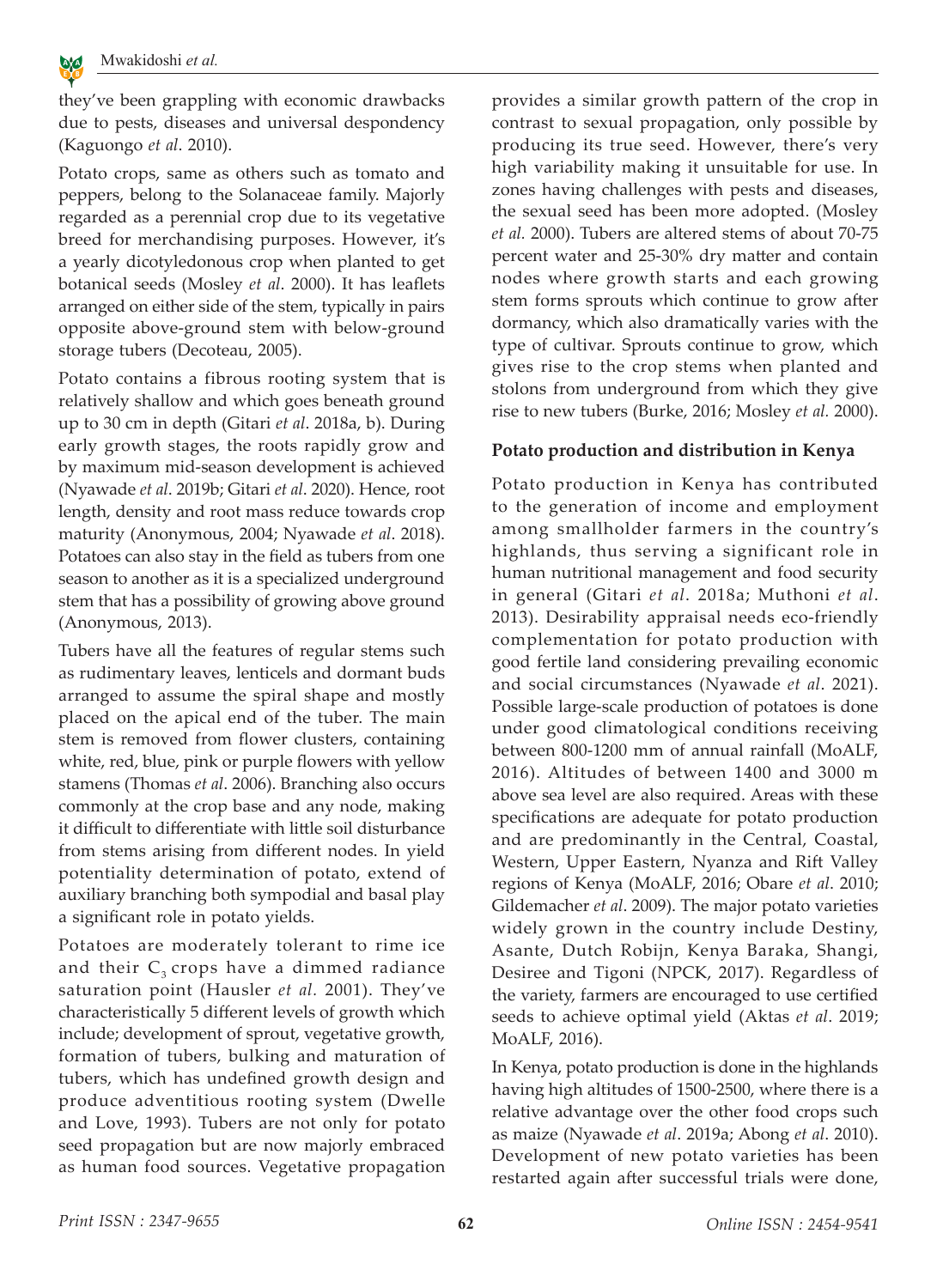they've been grappling with economic drawbacks due to pests, diseases and universal despondency (Kaguongo *et al*. 2010).

Potato crops, same as others such as tomato and peppers, belong to the Solanaceae family. Majorly regarded as a perennial crop due to its vegetative breed for merchandising purposes. However, it's a yearly dicotyledonous crop when planted to get botanical seeds (Mosley *et al*. 2000). It has leaflets arranged on either side of the stem, typically in pairs opposite above-ground stem with below-ground storage tubers (Decoteau, 2005).

Potato contains a fibrous rooting system that is relatively shallow and which goes beneath ground up to 30 cm in depth (Gitari *et al*. 2018a, b). During early growth stages, the roots rapidly grow and by maximum mid-season development is achieved (Nyawade *et al*. 2019b; Gitari *et al*. 2020). Hence, root length, density and root mass reduce towards crop maturity (Anonymous, 2004; Nyawade *et al*. 2018). Potatoes can also stay in the field as tubers from one season to another as it is a specialized underground stem that has a possibility of growing above ground (Anonymous, 2013).

Tubers have all the features of regular stems such as rudimentary leaves, lenticels and dormant buds arranged to assume the spiral shape and mostly placed on the apical end of the tuber. The main stem is removed from flower clusters, containing white, red, blue, pink or purple flowers with yellow stamens (Thomas *et al*. 2006). Branching also occurs commonly at the crop base and any node, making it difficult to differentiate with little soil disturbance from stems arising from different nodes. In yield potentiality determination of potato, extend of auxiliary branching both sympodial and basal play a significant role in potato yields.

Potatoes are moderately tolerant to rime ice and their $C_3$ crops have a dimmed radiance saturation point (Hausler *et al*. 2001). They've characteristically 5 different levels of growth which include; development of sprout, vegetative growth, formation of tubers, bulking and maturation of tubers, which has undefined growth design and produce adventitious rooting system (Dwelle and Love, 1993). Tubers are not only for potato seed propagation but are now majorly embraced as human food sources. Vegetative propagation provides a similar growth pattern of the crop in contrast to sexual propagation, only possible by producing its true seed. However, there's very high variability making it unsuitable for use. In zones having challenges with pests and diseases, the sexual seed has been more adopted. (Mosley *et al.* 2000). Tubers are altered stems of about 70-75 percent water and 25-30% dry matter and contain nodes where growth starts and each growing stem forms sprouts which continue to grow after dormancy, which also dramatically varies with the type of cultivar. Sprouts continue to grow, which gives rise to the crop stems when planted and stolons from underground from which they give rise to new tubers (Burke, 2016; Mosley *et al.* 2000).

**Potato production and distribution in Kenya**

Potato production in Kenya has contributed to the generation of income and employment among smallholder farmers in the country's highlands, thus serving a significant role in human nutritional management and food security in general (Gitari *et al*. 2018a; Muthoni *et al*. 2013). Desirability appraisal needs eco-friendly complementation for potato production with good fertile land considering prevailing economic and social circumstances (Nyawade *et al*. 2021). Possible large-scale production of potatoes is done under good climatological conditions receiving between 800-1200 mm of annual rainfall (MoALF, 2016). Altitudes of between 1400 and 3000 m above sea level are also required. Areas with these specifications are adequate for potato production and are predominantly in the Central, Coastal, Western, Upper Eastern, Nyanza and Rift Valley regions of Kenya (MoALF, 2016; Obare *et al*. 2010; Gildemacher *et al*. 2009). The major potato varieties widely grown in the country include Destiny, Asante, Dutch Robijn, Kenya Baraka, Shangi, Desiree and Tigoni (NPCK, 2017). Regardless of the variety, farmers are encouraged to use certified seeds to achieve optimal yield (Aktas *et al*. 2019; MoALF, 2016).

In Kenya, potato production is done in the highlands having high altitudes of 1500-2500, where there is a relative advantage over the other food crops such as maize (Nyawade *et al*. 2019a; Abong *et al*. 2010). Development of new potato varieties has been restarted again after successful trials were done,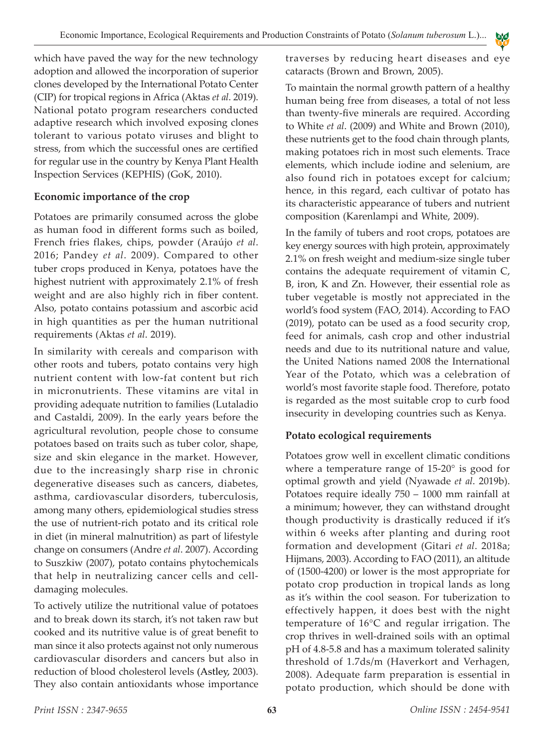which have paved the way for the new technology adoption and allowed the incorporation of superior clones developed by the International Potato Center (CIP) for tropical regions in Africa (Aktas *et al*. 2019). National potato program researchers conducted adaptive research which involved exposing clones tolerant to various potato viruses and blight to stress, from which the successful ones are certified for regular use in the country by Kenya Plant Health Inspection Services (KEPHIS) (GoK, 2010).

## Economic importance of the crop

Potatoes are primarily consumed across the globe as human food in different forms such as boiled, French fries flakes, chips, powder (Araújo *et al*. 2016; Pandey *et al*. 2009). Compared to other tuber crops produced in Kenya, potatoes have the highest nutrient with approximately 2.1% of fresh weight and are also highly rich in fiber content. Also, potato contains potassium and ascorbic acid in high quantities as per the human nutritional requirements (Aktas *et al*. 2019).

In similarity with cereals and comparison with other roots and tubers, potato contains very high nutrient content with low-fat content but rich in micronutrients. These vitamins are vital in providing adequate nutrition to families (Lutaladio and Castaldi, 2009). In the early years before the agricultural revolution, people chose to consume potatoes based on traits such as tuber color, shape, size and skin elegance in the market. However, due to the increasingly sharp rise in chronic degenerative diseases such as cancers, diabetes, asthma, cardiovascular disorders, tuberculosis, among many others, epidemiological studies stress the use of nutrient-rich potato and its critical role in diet (in mineral malnutrition) as part of lifestyle change on consumers (Andre *et al*. 2007). According to Suszkiw (2007), potato contains phytochemicals that help in neutralizing cancer cells and cell-damaging molecules.

To actively utilize the nutritional value of potatoes and to break down its starch, it's not taken raw but cooked and its nutritive value is of great benefit to man since it also protects against not only numerous cardiovascular disorders and cancers but also in reduction of blood cholesterol levels (Astley, 2003). They also contain antioxidants whose importance traverses by reducing heart diseases and eye cataracts (Brown and Brown, 2005).

To maintain the normal growth pattern of a healthy human being free from diseases, a total of not less than twenty-five minerals are required. According to White *et al*. (2009) and White and Brown (2010), these nutrients get to the food chain through plants, making potatoes rich in most such elements. Trace elements, which include iodine and selenium, are also found rich in potatoes except for calcium; hence, in this regard, each cultivar of potato has its characteristic appearance of tubers and nutrient composition (Karenlampi and White, 2009).

In the family of tubers and root crops, potatoes are key energy sources with high protein, approximately 2.1% on fresh weight and medium-size single tuber contains the adequate requirement of vitamin C, B, iron, K and Zn. However, their essential role as tuber vegetable is mostly not appreciated in the world's food system (FAO, 2014). According to FAO (2019), potato can be used as a food security crop, feed for animals, cash crop and other industrial needs and due to its nutritional nature and value, the United Nations named 2008 the International Year of the Potato, which was a celebration of world's most favorite staple food. Therefore, potato is regarded as the most suitable crop to curb food insecurity in developing countries such as Kenya.

## Potato ecological requirements

Potatoes grow well in excellent climatic conditions where a temperature range of 15-20° is good for optimal growth and yield (Nyawade *et al*. 2019b). Potatoes require ideally 750 – 1000 mm rainfall at a minimum; however, they can withstand drought though productivity is drastically reduced if it's within 6 weeks after planting and during root formation and development (Gitari *et al*. 2018a; Hijmans, 2003). According to FAO (2011), an altitude of (1500-4200) or lower is the most appropriate for potato crop production in tropical lands as long as it's within the cool season. For tuberization to effectively happen, it does best with the night temperature of 16°C and regular irrigation. The crop thrives in well-drained soils with an optimal pH of 4.8-5.8 and has a maximum tolerated salinity threshold of 1.7ds/m (Haverkort and Verhagen, 2008). Adequate farm preparation is essential in potato production, which should be done with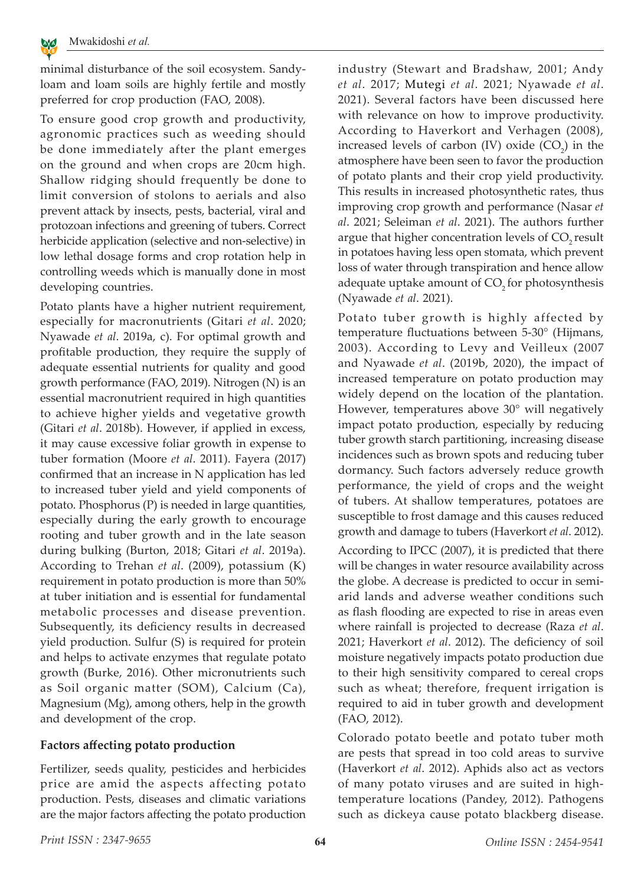minimal disturbance of the soil ecosystem. Sandy-loam and loam soils are highly fertile and mostly preferred for crop production (FAO, 2008).

To ensure good crop growth and productivity, agronomic practices such as weeding should be done immediately after the plant emerges on the ground and when crops are 20cm high. Shallow ridging should frequently be done to limit conversion of stolons to aerials and also prevent attack by insects, pests, bacterial, viral and protozoan infections and greening of tubers. Correct herbicide application (selective and non-selective) in low lethal dosage forms and crop rotation help in controlling weeds which is manually done in most developing countries.

Potato plants have a higher nutrient requirement, especially for macronutrients (Gitari *et al*. 2020; Nyawade *et al*. 2019a, c). For optimal growth and profitable production, they require the supply of adequate essential nutrients for quality and good growth performance (FAO, 2019). Nitrogen (N) is an essential macronutrient required in high quantities to achieve higher yields and vegetative growth (Gitari *et al*. 2018b). However, if applied in excess, it may cause excessive foliar growth in expense to tuber formation (Moore *et al*. 2011). Fayera (2017) confirmed that an increase in N application has led to increased tuber yield and yield components of potato. Phosphorus (P) is needed in large quantities, especially during the early growth to encourage rooting and tuber growth and in the late season during bulking (Burton, 2018; Gitari *et al*. 2019a). According to Trehan *et al*. (2009), potassium (K) requirement in potato production is more than 50% at tuber initiation and is essential for fundamental metabolic processes and disease prevention. Subsequently, its deficiency results in decreased yield production. Sulfur (S) is required for protein and helps to activate enzymes that regulate potato growth (Burke, 2016). Other micronutrients such as Soil organic matter (SOM), Calcium (Ca), Magnesium (Mg), among others, help in the growth and development of the crop.

## Factors affecting potato production

Fertilizer, seeds quality, pesticides and herbicides price are amid the aspects affecting potato production. Pests, diseases and climatic variations are the major factors affecting the potato production industry (Stewart and Bradshaw, 2001; Andy *et al*. 2017; Mutegi *et al*. 2021; Nyawade *et al*. 2021). Several factors have been discussed here with relevance on how to improve productivity. According to Haverkort and Verhagen (2008), increased levels of carbon (IV) oxide ($CO_2$) in the atmosphere have been seen to favor the production of potato plants and their crop yield productivity. This results in increased photosynthetic rates, thus improving crop growth and performance (Nasar *et al*. 2021; Seleiman *et al*. 2021). The authors further argue that higher concentration levels of $CO_2$ result in potatoes having less open stomata, which prevent loss of water through transpiration and hence allow adequate uptake amount of $CO_2$ for photosynthesis (Nyawade *et al*. 2021).

Potato tuber growth is highly affected by temperature fluctuations between 5-30° (Hijmans, 2003). According to Levy and Veilleux (2007 and Nyawade *et al*. (2019b, 2020), the impact of increased temperature on potato production may widely depend on the location of the plantation. However, temperatures above 30° will negatively impact potato production, especially by reducing tuber growth starch partitioning, increasing disease incidences such as brown spots and reducing tuber dormancy. Such factors adversely reduce growth performance, the yield of crops and the weight of tubers. At shallow temperatures, potatoes are susceptible to frost damage and this causes reduced growth and damage to tubers (Haverkort *et al*. 2012).

According to IPCC (2007), it is predicted that there will be changes in water resource availability across the globe. A decrease is predicted to occur in semi-arid lands and adverse weather conditions such as flash flooding are expected to rise in areas even where rainfall is projected to decrease (Raza *et al*. 2021; Haverkort *et al*. 2012). The deficiency of soil moisture negatively impacts potato production due to their high sensitivity compared to cereal crops such as wheat; therefore, frequent irrigation is required to aid in tuber growth and development (FAO, 2012).

Colorado potato beetle and potato tuber moth are pests that spread in too cold areas to survive (Haverkort *et al*. 2012). Aphids also act as vectors of many potato viruses and are suited in high-temperature locations (Pandey, 2012). Pathogens such as dickeya cause potato blackberg disease.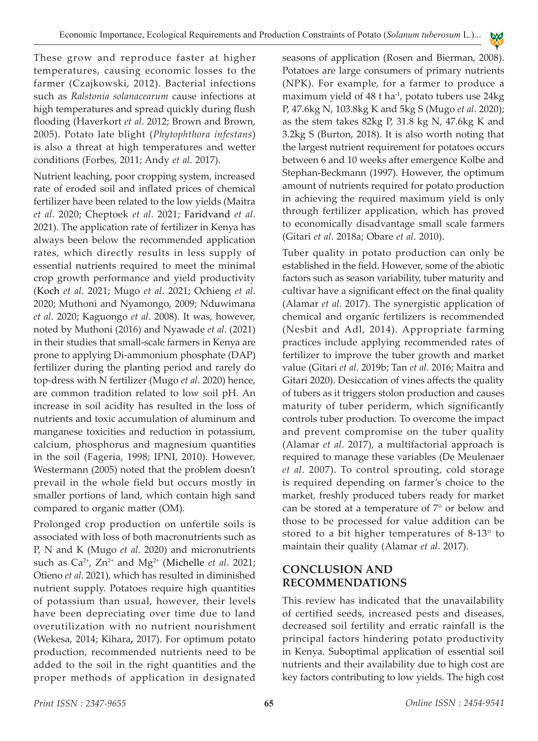These grow and reproduce faster at higher temperatures, causing economic losses to the farmer (Czajkowski, 2012). Bacterial infections such as *Ralstonia solanacearum* cause infections at high temperatures and spread quickly during flush flooding (Haverkort *et al*. 2012; Brown and Brown, 2005). Potato late blight (*Phytophthora infestans*) is also a threat at high temperatures and wetter conditions (Forbes, 2011; Andy *et al*. 2017).

Nutrient leaching, poor cropping system, increased rate of eroded soil and inflated prices of chemical fertilizer have been related to the low yields (Maitra *et al*. 2020; Cheptoek *et al*. 2021; Faridvand *et al*. 2021). The application rate of fertilizer in Kenya has always been below the recommended application rates, which directly results in less supply of essential nutrients required to meet the minimal crop growth performance and yield productivity (Koch *et al*. 2021; Mugo *et al*. 2021; Ochieng *et al*. 2020; Muthoni and Nyamongo, 2009; Nduwimana *et al*. 2020; Kaguongo *et al*. 2008). It was, however, noted by Muthoni (2016) and Nyawade *et al*. (2021) in their studies that small-scale farmers in Kenya are prone to applying Di-ammonium phosphate (DAP) fertilizer during the planting period and rarely do top-dress with N fertilizer (Mugo *et al*. 2020) hence, are common tradition related to low soil pH. An increase in soil acidity has resulted in the loss of nutrients and toxic accumulation of aluminum and manganese toxicities and reduction in potassium, calcium, phosphorus and magnesium quantities in the soil (Fageria, 1998; IPNI, 2010). However, Westermann (2005) noted that the problem doesn't prevail in the whole field but occurs mostly in smaller portions of land, which contain high sand compared to organic matter (OM).

Prolonged crop production on unfertile soils is associated with loss of both macronutrients such as P, N and K (Mugo *et al*. 2020) and micronutrients such as $Ca^{2+}$, $Zn^{2+}$ and $Mg^{2+}$ (Michelle *et al*. 2021; Otieno *et al*. 2021), which has resulted in diminished nutrient supply. Potatoes require high quantities of potassium than usual, however, their levels have been depreciating over time due to land overutilization with no nutrient nourishment (Wekesa, 2014; Kihara**,** 2017). For optimum potato production, recommended nutrients need to be added to the soil in the right quantities and the proper methods of application in designated seasons of application (Rosen and Bierman, 2008). Potatoes are large consumers of primary nutrients (NPK). For example, for a farmer to produce a maximum yield of 48 t $ha^{-1}$, potato tubers use 24kg P, 47.6kg N, 103.8kg K and 5kg S (Mugo *et al*. 2020); as the stem takes 82kg P, 31.8 kg N, 47.6kg K and 3.2kg S (Burton, 2018). It is also worth noting that the largest nutrient requirement for potatoes occurs between 6 and 10 weeks after emergence Kolbe and Stephan-Beckmann (1997). However, the optimum amount of nutrients required for potato production in achieving the required maximum yield is only through fertilizer application, which has proved to economically disadvantage small scale farmers (Gitari *et al*. 2018a; Obare *et al*. 2010).

Tuber quality in potato production can only be established in the field. However, some of the abiotic factors such as season variability, tuber maturity and cultivar have a significant effect on the final quality (Alamar *et al*. 2017). The synergistic application of chemical and organic fertilizers is recommended (Nesbit and Adl, 2014). Appropriate farming practices include applying recommended rates of fertilizer to improve the tuber growth and market value (Gitari *et al*. 2019b; Tan *et al*. 2016; Maitra and Gitari 2020). Desiccation of vines affects the quality of tubers as it triggers stolon production and causes maturity of tuber periderm, which significantly controls tuber production. To overcome the impact and prevent compromise on the tuber quality (Alamar *et al*. 2017), a multifactorial approach is required to manage these variables (De Meulenaer *et al*. 2007). To control sprouting, cold storage is required depending on farmer's choice to the market, freshly produced tubers ready for market can be stored at a temperature of 7° or below and those to be processed for value addition can be stored to a bit higher temperatures of 8-13° to maintain their quality (Alamar *et al*. 2017).

## CONCLUSION AND RECOMMENDATIONS

This review has indicated that the unavailability of certified seeds, increased pests and diseases, decreased soil fertility and erratic rainfall is the principal factors hindering potato productivity in Kenya. Suboptimal application of essential soil nutrients and their availability due to high cost are key factors contributing to low yields. The high cost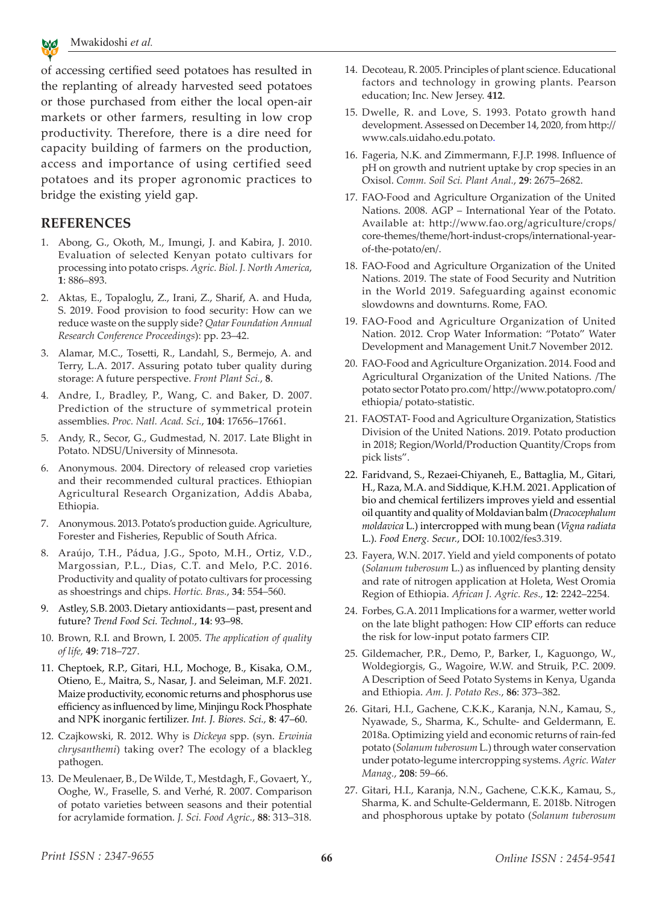of accessing certified seed potatoes has resulted in the replanting of already harvested seed potatoes or those purchased from either the local open-air markets or other farmers, resulting in low crop productivity. Therefore, there is a dire need for capacity building of farmers on the production, access and importance of using certified seed potatoes and its proper agronomic practices to bridge the existing yield gap.

## REFERENCES

1. Abong, G., Okoth, M., Imungi, J. and Kabira, J. 2010. Evaluation of selected Kenyan potato cultivars for processing into potato crisps. *Agric. Biol. J. North America*, **1**: 886–893.
2. Aktas, E., Topaloglu, Z., Irani, Z., Sharif, A. and Huda, S. 2019. Food provision to food security: How can we reduce waste on the supply side? *Qatar Foundation Annual Research Conference Proceedings*): pp. 23–42.
3. Alamar, M.C., Tosetti, R., Landahl, S., Bermejo, A. and Terry, L.A. 2017. Assuring potato tuber quality during storage: A future perspective. *Front Plant Sci.*, **8**.
4. Andre, I., Bradley, P., Wang, C. and Baker, D. 2007. Prediction of the structure of symmetrical protein assemblies. *Proc. Natl. Acad. Sci.*, **104**: 17656–17661.
5. Andy, R., Secor, G., Gudmestad, N. 2017. Late Blight in Potato. NDSU/University of Minnesota.
6. Anonymous. 2004. Directory of released crop varieties and their recommended cultural practices. Ethiopian Agricultural Research Organization, Addis Ababa, Ethiopia.
7. Anonymous. 2013. Potato's production guide. Agriculture, Forester and Fisheries, Republic of South Africa.
8. Araújo, T.H., Pádua, J.G., Spoto, M.H., Ortiz, V.D., Margossian, P.L., Dias, C.T. and Melo, P.C. 2016. Productivity and quality of potato cultivars for processing as shoestrings and chips. *Hortic. Bras.*, **34**: 554–560.
9. Astley, S.B. 2003. Dietary antioxidants—past, present and future? *Trend Food Sci. Technol.*, **14**: 93–98.
10. Brown, R.I. and Brown, I. 2005. *The application of quality of life,* **49**: 718–727.
11. Cheptoek, R.P., Gitari, H.I., Mochoge, B., Kisaka, O.M., Otieno, E., Maitra, S., Nasar, J. and Seleiman, M.F. 2021. Maize productivity, economic returns and phosphorus use efficiency as influenced by lime, Minjingu Rock Phosphate and NPK inorganic fertilizer. *Int. J. Biores. Sci.*, **8**: 47–60.
12. Czajkowski, R. 2012. Why is *Dickeya* spp. (syn. *Erwinia chrysanthemi*) taking over? The ecology of a blackleg pathogen.
13. De Meulenaer, B., De Wilde, T., Mestdagh, F., Govaert, Y., Ooghe, W., Fraselle, S. and Verhé, R. 2007. Comparison of potato varieties between seasons and their potential for acrylamide formation. *J. Sci. Food Agric.*, **88**: 313–318.
14. Decoteau, R. 2005. Principles of plant science. Educational factors and technology in growing plants. Pearson education; Inc. New Jersey. **412**.
15. Dwelle, R. and Love, S. 1993. Potato growth hand development. Assessed on December 14, 2020, from http://www.cals.uidaho.edu.potato.
16. Fageria, N.K. and Zimmermann, F.J.P. 1998. Influence of pH on growth and nutrient uptake by crop species in an Oxisol. *Comm. Soil Sci. Plant Anal.*, **29**: 2675–2682.
17. FAO-Food and Agriculture Organization of the United Nations. 2008. AGP – International Year of the Potato. Available at: http://www.fao.org/agriculture/crops/core-themes/theme/hort-indust-crops/international-year-of-the-potato/en/.
18. FAO-Food and Agriculture Organization of the United Nations. 2019. The state of Food Security and Nutrition in the World 2019. Safeguarding against economic slowdowns and downturns. Rome, FAO.
19. FAO-Food and Agriculture Organization of United Nation. 2012. Crop Water Information: "Potato" Water Development and Management Unit.7 November 2012.
20. FAO-Food and Agriculture Organization. 2014. Food and Agricultural Organization of the United Nations. /The potato sector Potato pro.com/ http://www.potatopro.com/ethiopia/ potato-statistic.
21. FAOSTAT- Food and Agriculture Organization, Statistics Division of the United Nations. 2019. Potato production in 2018; Region/World/Production Quantity/Crops from pick lists".
22. Faridvand, S., Rezaei-Chiyaneh, E., Battaglia, M., Gitari, H., Raza, M.A. and Siddique, K.H.M. 2021. Application of bio and chemical fertilizers improves yield and essential oil quantity and quality of Moldavian balm (*Dracocephalum moldavica* L.) intercropped with mung bean (*Vigna radiata* L.). *Food Energ. Secur.*, DOI: 10.1002/fes3.319.
23. Fayera, W.N. 2017. Yield and yield components of potato (*Solanum tuberosum* L.) as influenced by planting density and rate of nitrogen application at Holeta, West Oromia Region of Ethiopia. *African J. Agric. Res.*, **12**: 2242–2254.
24. Forbes, G.A. 2011 Implications for a warmer, wetter world on the late blight pathogen: How CIP efforts can reduce the risk for low-input potato farmers CIP.
25. Gildemacher, P.R., Demo, P., Barker, I., Kaguongo, W., Woldegiorgis, G., Wagoire, W.W. and Struik, P.C. 2009. A Description of Seed Potato Systems in Kenya, Uganda and Ethiopia. *Am. J. Potato Res.*, **86**: 373–382.
26. Gitari, H.I., Gachene, C.K.K., Karanja, N.N., Kamau, S., Nyawade, S., Sharma, K., Schulte- and Geldermann, E. 2018a. Optimizing yield and economic returns of rain-fed potato (*Solanum tuberosum* L.) through water conservation under potato-legume intercropping systems. *Agric. Water Manag.*, **208**: 59–66.
27. Gitari, H.I., Karanja, N.N., Gachene, C.K.K., Kamau, S., Sharma, K. and Schulte-Geldermann, E. 2018b. Nitrogen and phosphorous uptake by potato (*Solanum tuberosum*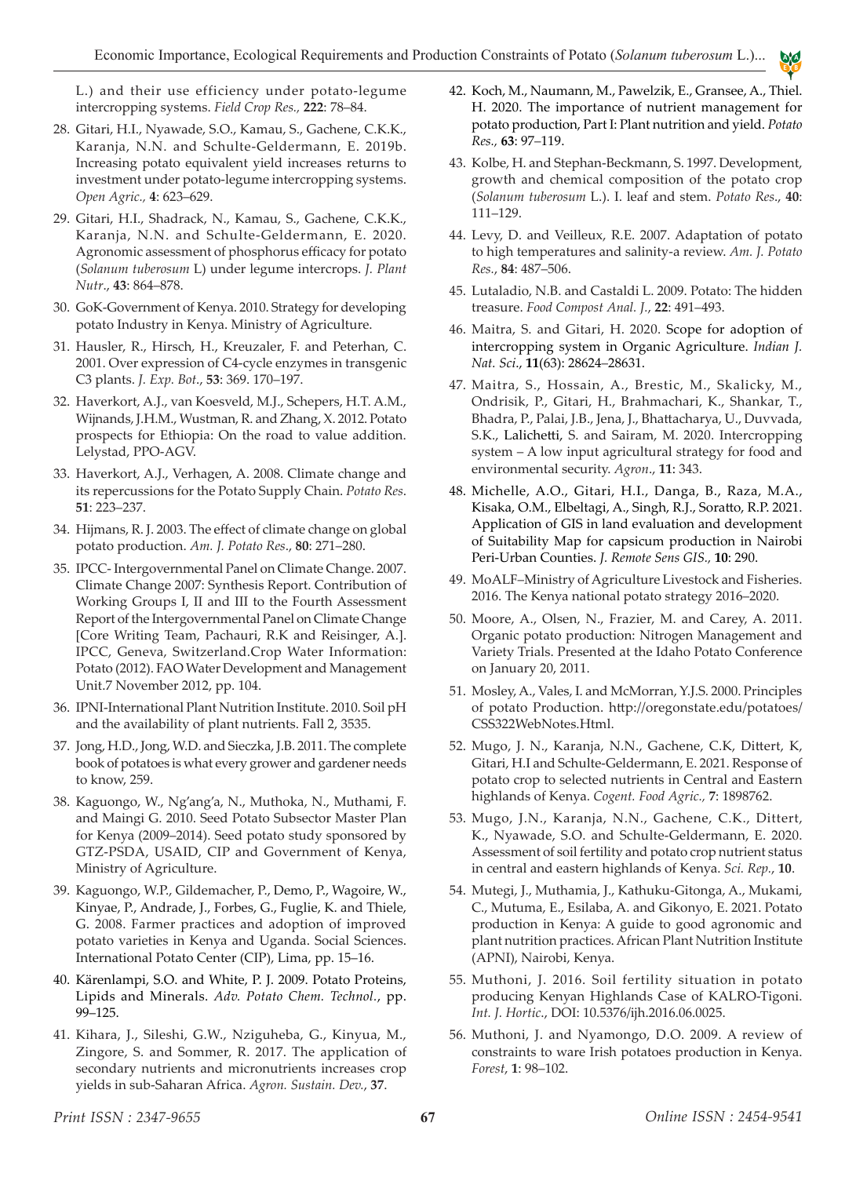L.) and their use efficiency under potato-legume intercropping systems. *Field Crop Res.,* **222**: 78–84.

28. Gitari, H.I., Nyawade, S.O., Kamau, S., Gachene, C.K.K., Karanja, N.N. and Schulte-Geldermann, E. 2019b. Increasing potato equivalent yield increases returns to investment under potato-legume intercropping systems. *Open Agric.,* **4**: 623–629.
29. Gitari, H.I., Shadrack, N., Kamau, S., Gachene, C.K.K., Karanja, N.N. and Schulte-Geldermann, E. 2020. Agronomic assessment of phosphorus efficacy for potato (*Solanum tuberosum* L) under legume intercrops. *J. Plant Nutr.*, **43**: 864–878.
30. GoK-Government of Kenya. 2010. Strategy for developing potato Industry in Kenya. Ministry of Agriculture.
31. Hausler, R., Hirsch, H., Kreuzaler, F. and Peterhan, C. 2001. Over expression of C4-cycle enzymes in transgenic C3 plants. *J. Exp. Bot*., **53**: 369. 170–197.
32. Haverkort, A.J., van Koesveld, M.J., Schepers, H.T. A.M., Wijnands, J.H.M., Wustman, R. and Zhang, X. 2012. Potato prospects for Ethiopia: On the road to value addition. Lelystad, PPO-AGV.
33. Haverkort, A.J., Verhagen, A. 2008. Climate change and its repercussions for the Potato Supply Chain. *Potato Res*. **51**: 223–237.
34. Hijmans, R. J. 2003. The effect of climate change on global potato production. *Am. J. Potato Res*., **80**: 271–280.
35. IPCC- Intergovernmental Panel on Climate Change. 2007. Climate Change 2007: Synthesis Report. Contribution of Working Groups I, II and III to the Fourth Assessment Report of the Intergovernmental Panel on Climate Change [Core Writing Team, Pachauri, R.K and Reisinger, A.]. IPCC, Geneva, Switzerland.Crop Water Information: Potato (2012). FAO Water Development and Management Unit.7 November 2012, pp. 104.
36. IPNI-International Plant Nutrition Institute. 2010. Soil pH and the availability of plant nutrients. Fall 2, 3535.
37. Jong, H.D., Jong, W.D. and Sieczka, J.B. 2011. The complete book of potatoes is what every grower and gardener needs to know, 259.
38. Kaguongo, W., Ng'ang'a, N., Muthoka, N., Muthami, F. and Maingi G. 2010. Seed Potato Subsector Master Plan for Kenya (2009–2014). Seed potato study sponsored by GTZ-PSDA, USAID, CIP and Government of Kenya, Ministry of Agriculture.
39. Kaguongo, W.P., Gildemacher, P., Demo, P., Wagoire, W., Kinyae, P., Andrade, J., Forbes, G., Fuglie, K. and Thiele, G. 2008. Farmer practices and adoption of improved potato varieties in Kenya and Uganda. Social Sciences. International Potato Center (CIP), Lima, pp. 15–16.
40. Kärenlampi, S.O. and White, P. J. 2009. Potato Proteins, Lipids and Minerals. *Adv. Potato Chem. Technol*., pp. 99–125.
41. Kihara, J., Sileshi, G.W., Nziguheba, G., Kinyua, M., Zingore, S. and Sommer, R. 2017. The application of secondary nutrients and micronutrients increases crop yields in sub-Saharan Africa. *Agron. Sustain. Dev.*, **37**.
42. Koch, M., Naumann, M., Pawelzik, E., Gransee, A., Thiel. H. 2020. The importance of nutrient management for potato production, Part I: Plant nutrition and yield. *Potato Res.,* **63**: 97–119.
43. Kolbe, H. and Stephan-Beckmann, S. 1997. Development, growth and chemical composition of the potato crop (*Solanum tuberosum* L.). I. leaf and stem. *Potato Res*., **40**: 111–129.
44. Levy, D. and Veilleux, R.E. 2007. Adaptation of potato to high temperatures and salinity-a review. *Am. J. Potato Res.*, **84**: 487–506.
45. Lutaladio, N.B. and Castaldi L. 2009. Potato: The hidden treasure. *Food Compost Anal. J.*, **22**: 491–493.
46. Maitra, S. and Gitari, H. 2020. Scope for adoption of intercropping system in Organic Agriculture. *Indian J. Nat. Sci*., **11**(63): 28624–28631.
47. Maitra, S., Hossain, A., Brestic, M., Skalicky, M., Ondrisik, P., Gitari, H., Brahmachari, K., Shankar, T., Bhadra, P., Palai, J.B., Jena, J., Bhattacharya, U., Duvvada, S.K., Lalichetti, S. and Sairam, M. 2020. Intercropping system – A low input agricultural strategy for food and environmental security. *Agron*., **11**: 343.
48. Michelle, A.O., Gitari, H.I., Danga, B., Raza, M.A., Kisaka, O.M., Elbeltagi, A., Singh, R.J., Soratto, R.P. 2021. Application of GIS in land evaluation and development of Suitability Map for capsicum production in Nairobi Peri-Urban Counties. *J. Remote Sens GIS.,* **10**: 290.
49. MoALF–Ministry of Agriculture Livestock and Fisheries. 2016. The Kenya national potato strategy 2016–2020.
50. Moore, A., Olsen, N., Frazier, M. and Carey, A. 2011. Organic potato production: Nitrogen Management and Variety Trials. Presented at the Idaho Potato Conference on January 20, 2011.
51. Mosley, A., Vales, I. and McMorran, Y.J.S. 2000. Principles of potato Production. http://oregonstate.edu/potatoes/CSS322WebNotes.Html.
52. Mugo, J. N., Karanja, N.N., Gachene, C.K, Dittert, K, Gitari, H.I and Schulte-Geldermann, E. 2021. Response of potato crop to selected nutrients in Central and Eastern highlands of Kenya. *Cogent. Food Agric.,* **7**: 1898762.
53. Mugo, J.N., Karanja, N.N., Gachene, C.K., Dittert, K., Nyawade, S.O. and Schulte-Geldermann, E. 2020. Assessment of soil fertility and potato crop nutrient status in central and eastern highlands of Kenya. *Sci. Rep*., **10**.
54. Mutegi, J., Muthamia, J., Kathuku-Gitonga, A., Mukami, C., Mutuma, E., Esilaba, A. and Gikonyo, E. 2021. Potato production in Kenya: A guide to good agronomic and plant nutrition practices. African Plant Nutrition Institute (APNI), Nairobi, Kenya.
55. Muthoni, J. 2016. Soil fertility situation in potato producing Kenyan Highlands Case of KALRO-Tigoni. *Int. J. Hortic*., DOI: 10.5376/ijh.2016.06.0025.
56. Muthoni, J. and Nyamongo, D.O. 2009. A review of constraints to ware Irish potatoes production in Kenya. *Forest*, **1**: 98–102.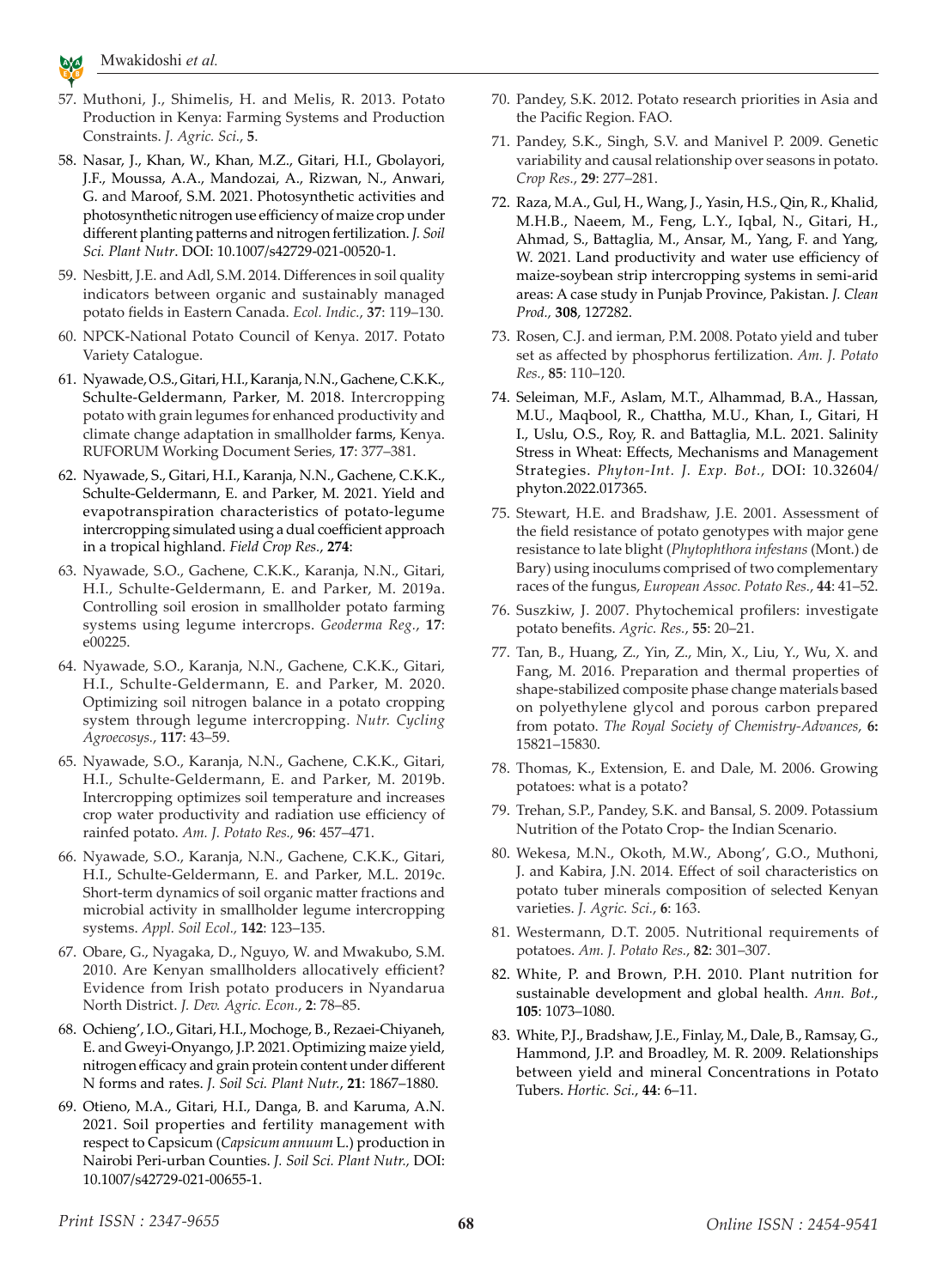57. Muthoni, J., Shimelis, H. and Melis, R. 2013. Potato Production in Kenya: Farming Systems and Production Constraints. *J. Agric. Sci.*, **5**.
58. Nasar, J., Khan, W., Khan, M.Z., Gitari, H.I., Gbolayori, J.F., Moussa, A.A., Mandozai, A., Rizwan, N., Anwari, G. and Maroof, S.M. 2021. Photosynthetic activities and photosynthetic nitrogen use efficiency of maize crop under different planting patterns and nitrogen fertilization. *J. Soil Sci. Plant Nutr*. DOI: 10.1007/s42729-021-00520-1.
59. Nesbitt, J.E. and Adl, S.M. 2014. Differences in soil quality indicators between organic and sustainably managed potato fields in Eastern Canada. *Ecol. Indic.*, **37**: 119–130.
60. NPCK-National Potato Council of Kenya. 2017. Potato Variety Catalogue.
61. Nyawade, O.S., Gitari, H.I., Karanja, N.N., Gachene, C.K.K., Schulte-Geldermann, Parker, M. 2018. Intercropping potato with grain legumes for enhanced productivity and climate change adaptation in smallholder farms, Kenya. RUFORUM Working Document Series, **17**: 377–381.
62. Nyawade, S., Gitari, H.I., Karanja, N.N., Gachene, C.K.K., Schulte-Geldermann, E. and Parker, M. 2021. Yield and evapotranspiration characteristics of potato-legume intercropping simulated using a dual coefficient approach in a tropical highland. *Field Crop Res.*, **274**:
63. Nyawade, S.O., Gachene, C.K.K., Karanja, N.N., Gitari, H.I., Schulte-Geldermann, E. and Parker, M. 2019a. Controlling soil erosion in smallholder potato farming systems using legume intercrops. *Geoderma Reg.*, **17**: e00225.
64. Nyawade, S.O., Karanja, N.N., Gachene, C.K.K., Gitari, H.I., Schulte-Geldermann, E. and Parker, M. 2020. Optimizing soil nitrogen balance in a potato cropping system through legume intercropping. *Nutr. Cycling Agroecosys.*, **117**: 43–59.
65. Nyawade, S.O., Karanja, N.N., Gachene, C.K.K., Gitari, H.I., Schulte-Geldermann, E. and Parker, M. 2019b. Intercropping optimizes soil temperature and increases crop water productivity and radiation use efficiency of rainfed potato. *Am. J. Potato Res.,* **96**: 457–471.
66. Nyawade, S.O., Karanja, N.N., Gachene, C.K.K., Gitari, H.I., Schulte-Geldermann, E. and Parker, M.L. 2019c. Short-term dynamics of soil organic matter fractions and microbial activity in smallholder legume intercropping systems. *Appl. Soil Ecol.,* **142**: 123–135.
67. Obare, G., Nyagaka, D., Nguyo, W. and Mwakubo, S.M. 2010. Are Kenyan smallholders allocatively efficient? Evidence from Irish potato producers in Nyandarua North District. *J. Dev. Agric. Econ.*, **2**: 78–85.
68. Ochieng', I.O., Gitari, H.I., Mochoge, B., Rezaei-Chiyaneh, E. and Gweyi-Onyango, J.P. 2021. Optimizing maize yield, nitrogen efficacy and grain protein content under different N forms and rates. *J. Soil Sci. Plant Nutr.*, **21**: 1867–1880.
69. Otieno, M.A., Gitari, H.I., Danga, B. and Karuma, A.N. 2021. Soil properties and fertility management with respect to Capsicum (*Capsicum annuum* L.) production in Nairobi Peri-urban Counties. *J. Soil Sci. Plant Nutr.,* DOI: 10.1007/s42729-021-00655-1.
70. Pandey, S.K. 2012. Potato research priorities in Asia and the Pacific Region. FAO.
71. Pandey, S.K., Singh, S.V. and Manivel P. 2009. Genetic variability and causal relationship over seasons in potato. *Crop Res.*, **29**: 277–281.
72. Raza, M.A., Gul, H., Wang, J., Yasin, H.S., Qin, R., Khalid, M.H.B., Naeem, M., Feng, L.Y., Iqbal, N., Gitari, H., Ahmad, S., Battaglia, M., Ansar, M., Yang, F. and Yang, W. 2021. Land productivity and water use efficiency of maize-soybean strip intercropping systems in semi-arid areas: A case study in Punjab Province, Pakistan. *J. Clean Prod.,* **308**, 127282.
73. Rosen, C.J. and ierman, P.M. 2008. Potato yield and tuber set as affected by phosphorus fertilization. *Am. J. Potato Res.*, **85**: 110–120.
74. Seleiman, M.F., Aslam, M.T., Alhammad, B.A., Hassan, M.U., Maqbool, R., Chattha, M.U., Khan, I., Gitari, H I., Uslu, O.S., Roy, R. and Battaglia, M.L. 2021. Salinity Stress in Wheat: Effects, Mechanisms and Management Strategies. *Phyton-Int. J. Exp. Bot.*, DOI: 10.32604/phyton.2022.017365.
75. Stewart, H.E. and Bradshaw, J.E. 2001. Assessment of the field resistance of potato genotypes with major gene resistance to late blight (*Phytophthora infestans* (Mont.) de Bary) using inoculums comprised of two complementary races of the fungus, *European Assoc. Potato Res.*, **44**: 41–52.
76. Suszkiw, J. 2007. Phytochemical profilers: investigate potato benefits. *Agric. Res.*, **55**: 20–21.
77. Tan, B., Huang, Z., Yin, Z., Min, X., Liu, Y., Wu, X. and Fang, M. 2016. Preparation and thermal properties of shape-stabilized composite phase change materials based on polyethylene glycol and porous carbon prepared from potato. *The Royal Society of Chemistry-Advances*, **6:** 15821–15830.
78. Thomas, K., Extension, E. and Dale, M. 2006. Growing potatoes: what is a potato?
79. Trehan, S.P., Pandey, S.K. and Bansal, S. 2009. Potassium Nutrition of the Potato Crop- the Indian Scenario.
80. Wekesa, M.N., Okoth, M.W., Abong', G.O., Muthoni, J. and Kabira, J.N. 2014. Effect of soil characteristics on potato tuber minerals composition of selected Kenyan varieties. *J. Agric. Sci.*, **6**: 163.
81. Westermann, D.T. 2005. Nutritional requirements of potatoes. *Am. J. Potato Res.*, **82**: 301–307.
82. White, P. and Brown, P.H. 2010. Plant nutrition for sustainable development and global health. *Ann. Bot.*, **105**: 1073–1080.
83. White, P.J., Bradshaw, J.E., Finlay, M., Dale, B., Ramsay, G., Hammond, J.P. and Broadley, M. R. 2009. Relationships between yield and mineral Concentrations in Potato Tubers. *Hortic. Sci.*, **44**: 6–11.